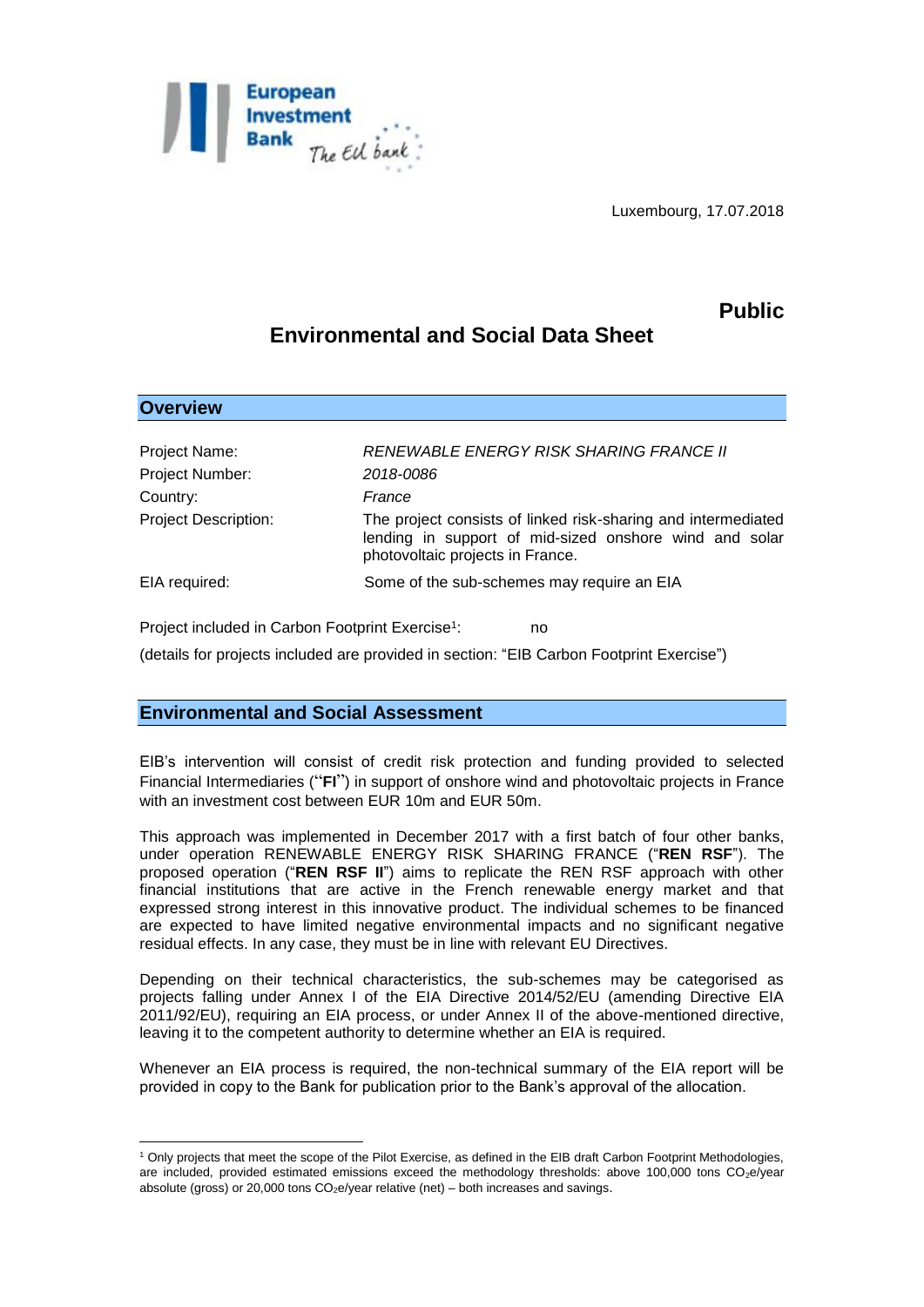Luxembourg, 17.07.2018

**Public**

# Environmental and Social Data Sheet

## Overview

Project Name: *RENEWABLE ENERGY RISK SHARING FRANCE II*

Project Number: *2018-0086*

Country: *France*

Project Description: *The project consists of linked risk-sharing and intermediated lending in support of mid-sized onshore wind and solar photovoltaic projects in France.*

EIA required: Some of the sub-schemes may require an EIA

Project included in Carbon Footprint Exercise[1]: no

(details for projects included are provided in section: "EIB Carbon Footprint Exercise")

## Environmental and Social Assessment

EIB's intervention will consist of credit risk protection and funding provided to selected Financial Intermediaries ("**FI**") in support of onshore wind and photovoltaic projects in France with an investment cost between EUR 10m and EUR 50m.

This approach was implemented in December 2017 with a first batch of four other banks, under operation RENEWABLE ENERGY RISK SHARING FRANCE ("**REN RSF**"). The proposed operation ("**REN RSF II**") aims to replicate the REN RSF approach with other financial institutions that are active in the French renewable energy market and that expressed strong interest in this innovative product. The individual schemes to be financed are expected to have limited negative environmental impacts and no significant negative residual effects. In any case, they must be in line with relevant EU Directives.

Depending on their technical characteristics, the sub-schemes may be categorised as projects falling under Annex I of the EIA Directive 2014/52/EU (amending Directive EIA 2011/92/EU), requiring an EIA process, or under Annex II of the above-mentioned directive, leaving it to the competent authority to determine whether an EIA is required.

Whenever an EIA process is required, the non-technical summary of the EIA report will be provided in copy to the Bank for publication prior to the Bank's approval of the allocation.

---

[1] Only projects that meet the scope of the Pilot Exercise, as defined in the EIB draft Carbon Footprint Methodologies, are included, provided estimated emissions exceed the methodology thresholds: above 100,000 tons $CO_2e$/year absolute (gross) or 20,000 tons $CO_2e$/year relative (net) – both increases and savings.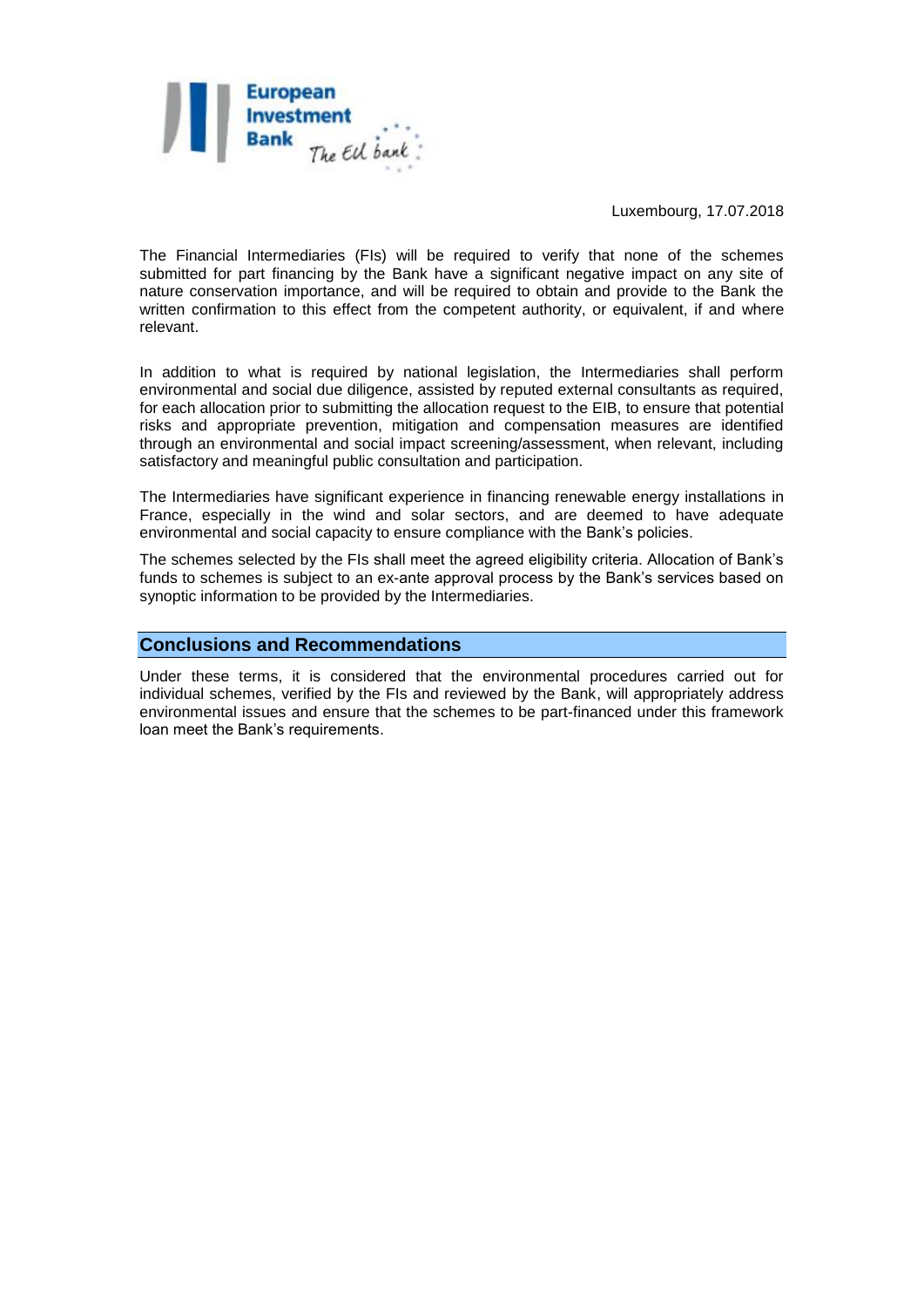Luxembourg, 17.07.2018

The Financial Intermediaries (FIs) will be required to verify that none of the schemes submitted for part financing by the Bank have a significant negative impact on any site of nature conservation importance, and will be required to obtain and provide to the Bank the written confirmation to this effect from the competent authority, or equivalent, if and where relevant.

In addition to what is required by national legislation, the Intermediaries shall perform environmental and social due diligence, assisted by reputed external consultants as required, for each allocation prior to submitting the allocation request to the EIB, to ensure that potential risks and appropriate prevention, mitigation and compensation measures are identified through an environmental and social impact screening/assessment, when relevant, including satisfactory and meaningful public consultation and participation.

The Intermediaries have significant experience in financing renewable energy installations in France, especially in the wind and solar sectors, and are deemed to have adequate environmental and social capacity to ensure compliance with the Bank's policies.

The schemes selected by the FIs shall meet the agreed eligibility criteria. Allocation of Bank's funds to schemes is subject to an ex-ante approval process by the Bank's services based on synoptic information to be provided by the Intermediaries.

## Conclusions and Recommendations

Under these terms, it is considered that the environmental procedures carried out for individual schemes, verified by the FIs and reviewed by the Bank, will appropriately address environmental issues and ensure that the schemes to be part-financed under this framework loan meet the Bank's requirements.